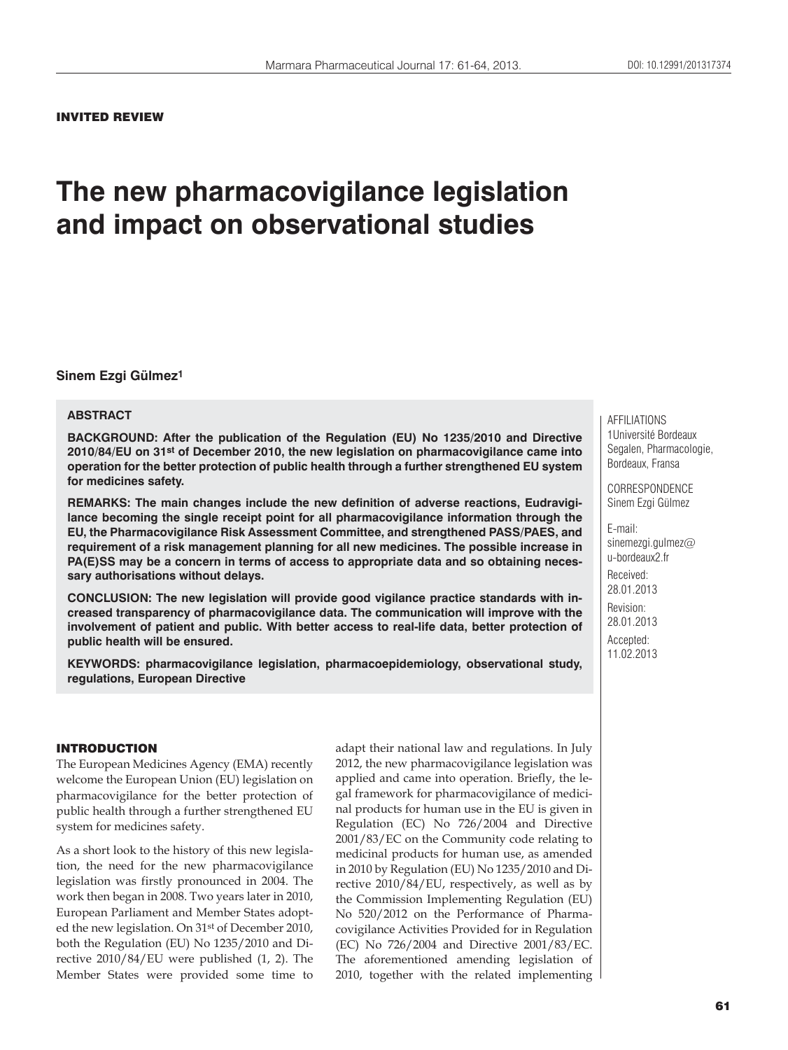INVITED REVIEW

# The new pharmacovigilance legislation and impact on observational studies

**Sinem Ezgi Gülmez[1]**

**ABSTRACT**

**BACKGROUND: After the publication of the Regulation (EU) No 1235/2010 and Directive 2010/84/EU on 31st of December 2010, the new legislation on pharmacovigilance came into operation for the better protection of public health through a further strengthened EU system for medicines safety.**

**REMARKS: The main changes include the new definition of adverse reactions, Eudravigilance becoming the single receipt point for all pharmacovigilance information through the EU, the Pharmacovigilance Risk Assessment Committee, and strengthened PASS/PAES, and requirement of a risk management planning for all new medicines. The possible increase in PA(E)SS may be a concern in terms of access to appropriate data and so obtaining necessary authorisations without delays.**

**CONCLUSION: The new legislation will provide good vigilance practice standards with increased transparency of pharmacovigilance data. The communication will improve with the involvement of patient and public. With better access to real-life data, better protection of public health will be ensured.**

**KEYWORDS: pharmacovigilance legislation, pharmacoepidemiology, observational study, regulations, European Directive**

AFFILIATIONS
1Université Bordeaux Segalen, Pharmacologie, Bordeaux, Fransa

CORRESPONDENCE
Sinem Ezgi Gülmez

E-mail:
sinemezgi.gulmez@u-bordeaux2.fr

Received:
28.01.2013

Revision:
28.01.2013

Accepted:
11.02.2013

## INTRODUCTION

The European Medicines Agency (EMA) recently welcome the European Union (EU) legislation on pharmacovigilance for the better protection of public health through a further strengthened EU system for medicines safety.

As a short look to the history of this new legislation, the need for the new pharmacovigilance legislation was firstly pronounced in 2004. The work then began in 2008. Two years later in 2010, European Parliament and Member States adopted the new legislation. On 31st of December 2010, both the Regulation (EU) No 1235/2010 and Directive 2010/84/EU were published (1, 2). The Member States were provided some time to adapt their national law and regulations. In July 2012, the new pharmacovigilance legislation was applied and came into operation. Briefly, the legal framework for pharmacovigilance of medicinal products for human use in the EU is given in Regulation (EC) No 726/2004 and Directive 2001/83/EC on the Community code relating to medicinal products for human use, as amended in 2010 by Regulation (EU) No 1235/2010 and Directive 2010/84/EU, respectively, as well as by the Commission Implementing Regulation (EU) No 520/2012 on the Performance of Pharmacovigilance Activities Provided for in Regulation (EC) No 726/2004 and Directive 2001/83/EC. The aforementioned amending legislation of 2010, together with the related implementing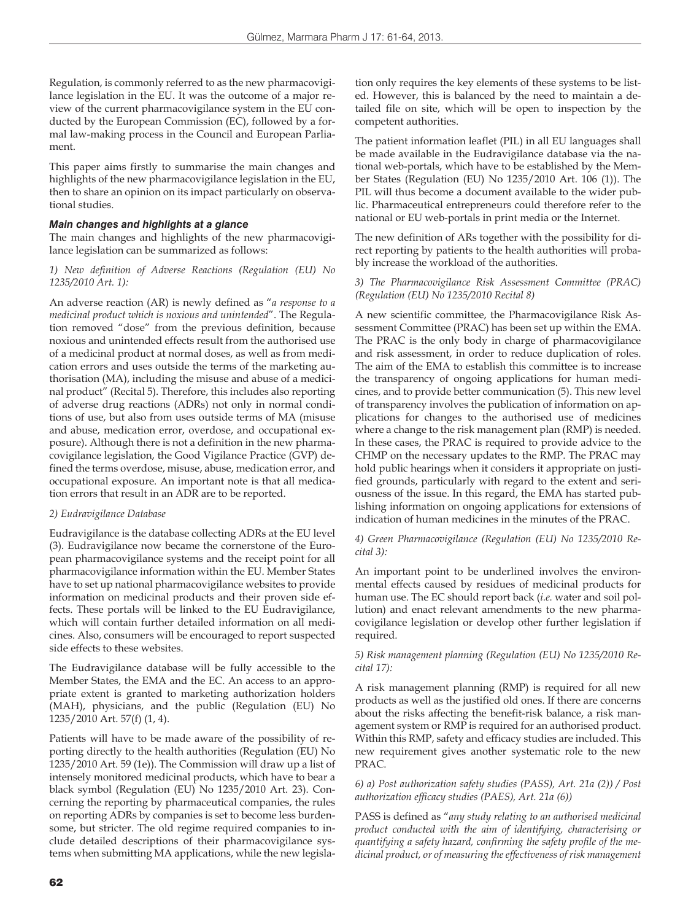Regulation, is commonly referred to as the new pharmacovigilance legislation in the EU. It was the outcome of a major review of the current pharmacovigilance system in the EU conducted by the European Commission (EC), followed by a formal law-making process in the Council and European Parliament.

This paper aims firstly to summarise the main changes and highlights of the new pharmacovigilance legislation in the EU, then to share an opinion on its impact particularly on observational studies.

### *Main changes and highlights at a glance*

The main changes and highlights of the new pharmacovigilance legislation can be summarized as follows:

*1) New definition of Adverse Reactions (Regulation (EU) No 1235/2010 Art. 1):*

An adverse reaction (AR) is newly defined as "*a response to a medicinal product which is noxious and unintended*". The Regulation removed "dose" from the previous definition, because noxious and unintended effects result from the authorised use of a medicinal product at normal doses, as well as from medication errors and uses outside the terms of the marketing authorisation (MA), including the misuse and abuse of a medicinal product" (Recital 5). Therefore, this includes also reporting of adverse drug reactions (ADRs) not only in normal conditions of use, but also from uses outside terms of MA (misuse and abuse, medication error, overdose, and occupational exposure). Although there is not a definition in the new pharmacovigilance legislation, the Good Vigilance Practice (GVP) defined the terms overdose, misuse, abuse, medication error, and occupational exposure. An important note is that all medication errors that result in an ADR are to be reported.

*2) Eudravigilance Database*

Eudravigilance is the database collecting ADRs at the EU level (3). Eudravigilance now became the cornerstone of the European pharmacovigilance systems and the receipt point for all pharmacovigilance information within the EU. Member States have to set up national pharmacovigilance websites to provide information on medicinal products and their proven side effects. These portals will be linked to the EU Eudravigilance, which will contain further detailed information on all medicines. Also, consumers will be encouraged to report suspected side effects to these websites.

The Eudravigilance database will be fully accessible to the Member States, the EMA and the EC. An access to an appropriate extent is granted to marketing authorization holders (MAH), physicians, and the public (Regulation (EU) No 1235/2010 Art. 57(f) (1, 4).

Patients will have to be made aware of the possibility of reporting directly to the health authorities (Regulation (EU) No 1235/2010 Art. 59 (1e)). The Commission will draw up a list of intensely monitored medicinal products, which have to bear a black symbol (Regulation (EU) No 1235/2010 Art. 23). Concerning the reporting by pharmaceutical companies, the rules on reporting ADRs by companies is set to become less burdensome, but stricter. The old regime required companies to include detailed descriptions of their pharmacovigilance systems when submitting MA applications, while the new legislation only requires the key elements of these systems to be listed. However, this is balanced by the need to maintain a detailed file on site, which will be open to inspection by the competent authorities.

The patient information leaflet (PIL) in all EU languages shall be made available in the Eudravigilance database via the national web-portals, which have to be established by the Member States (Regulation (EU) No 1235/2010 Art. 106 (1)). The PIL will thus become a document available to the wider public. Pharmaceutical entrepreneurs could therefore refer to the national or EU web-portals in print media or the Internet.

The new definition of ARs together with the possibility for direct reporting by patients to the health authorities will probably increase the workload of the authorities.

*3) The Pharmacovigilance Risk Assessment Committee (PRAC) (Regulation (EU) No 1235/2010 Recital 8)*

A new scientific committee, the Pharmacovigilance Risk Assessment Committee (PRAC) has been set up within the EMA. The PRAC is the only body in charge of pharmacovigilance and risk assessment, in order to reduce duplication of roles. The aim of the EMA to establish this committee is to increase the transparency of ongoing applications for human medicines, and to provide better communication (5). This new level of transparency involves the publication of information on applications for changes to the authorised use of medicines where a change to the risk management plan (RMP) is needed. In these cases, the PRAC is required to provide advice to the CHMP on the necessary updates to the RMP. The PRAC may hold public hearings when it considers it appropriate on justified grounds, particularly with regard to the extent and seriousness of the issue. In this regard, the EMA has started publishing information on ongoing applications for extensions of indication of human medicines in the minutes of the PRAC.

*4) Green Pharmacovigilance (Regulation (EU) No 1235/2010 Recital 3):*

An important point to be underlined involves the environmental effects caused by residues of medicinal products for human use. The EC should report back (*i.e.* water and soil pollution) and enact relevant amendments to the new pharmacovigilance legislation or develop other further legislation if required.

*5) Risk management planning (Regulation (EU) No 1235/2010 Recital 17):*

A risk management planning (RMP) is required for all new products as well as the justified old ones. If there are concerns about the risks affecting the benefit-risk balance, a risk management system or RMP is required for an authorised product. Within this RMP, safety and efficacy studies are included. This new requirement gives another systematic role to the new PRAC.

*6) a) Post authorization safety studies (PASS), Art. 21a (2)) / Post authorization efficacy studies (PAES), Art. 21a (6))*

PASS is defined as "*any study relating to an authorised medicinal product conducted with the aim of identifying, characterising or quantifying a safety hazard, confirming the safety profile of the medicinal product, or of measuring the effectiveness of risk management*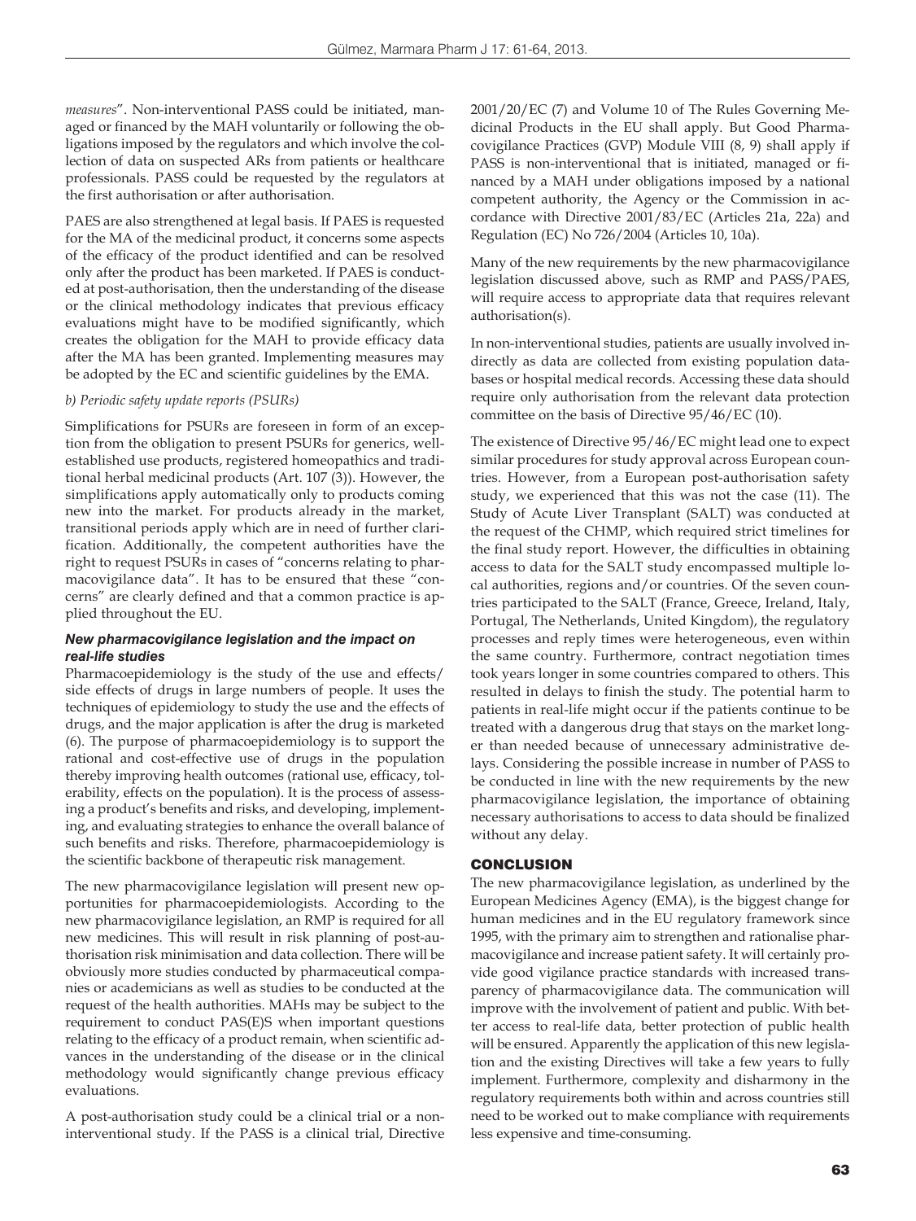*measures*". Non-interventional PASS could be initiated, managed or financed by the MAH voluntarily or following the obligations imposed by the regulators and which involve the collection of data on suspected ARs from patients or healthcare professionals. PASS could be requested by the regulators at the first authorisation or after authorisation.

PAES are also strengthened at legal basis. If PAES is requested for the MA of the medicinal product, it concerns some aspects of the efficacy of the product identified and can be resolved only after the product has been marketed. If PAES is conducted at post-authorisation, then the understanding of the disease or the clinical methodology indicates that previous efficacy evaluations might have to be modified significantly, which creates the obligation for the MAH to provide efficacy data after the MA has been granted. Implementing measures may be adopted by the EC and scientific guidelines by the EMA.

*b) Periodic safety update reports (PSURs)*

Simplifications for PSURs are foreseen in form of an exception from the obligation to present PSURs for generics, well-established use products, registered homeopathics and traditional herbal medicinal products (Art. 107 (3)). However, the simplifications apply automatically only to products coming new into the market. For products already in the market, transitional periods apply which are in need of further clarification. Additionally, the competent authorities have the right to request PSURs in cases of "concerns relating to pharmacovigilance data". It has to be ensured that these "concerns" are clearly defined and that a common practice is applied throughout the EU.

### *New pharmacovigilance legislation and the impact on real-life studies*

Pharmacoepidemiology is the study of the use and effects/side effects of drugs in large numbers of people. It uses the techniques of epidemiology to study the use and the effects of drugs, and the major application is after the drug is marketed (6). The purpose of pharmacoepidemiology is to support the rational and cost-effective use of drugs in the population thereby improving health outcomes (rational use, efficacy, tolerability, effects on the population). It is the process of assessing a product's benefits and risks, and developing, implementing, and evaluating strategies to enhance the overall balance of such benefits and risks. Therefore, pharmacoepidemiology is the scientific backbone of therapeutic risk management.

The new pharmacovigilance legislation will present new opportunities for pharmacoepidemiologists. According to the new pharmacovigilance legislation, an RMP is required for all new medicines. This will result in risk planning of post-authorisation risk minimisation and data collection. There will be obviously more studies conducted by pharmaceutical companies or academicians as well as studies to be conducted at the request of the health authorities. MAHs may be subject to the requirement to conduct PAS(E)S when important questions relating to the efficacy of a product remain, when scientific advances in the understanding of the disease or in the clinical methodology would significantly change previous efficacy evaluations.

A post-authorisation study could be a clinical trial or a non-interventional study. If the PASS is a clinical trial, Directive 2001/20/EC (7) and Volume 10 of The Rules Governing Medicinal Products in the EU shall apply. But Good Pharmacovigilance Practices (GVP) Module VIII (8, 9) shall apply if PASS is non-interventional that is initiated, managed or financed by a MAH under obligations imposed by a national competent authority, the Agency or the Commission in accordance with Directive 2001/83/EC (Articles 21a, 22a) and Regulation (EC) No 726/2004 (Articles 10, 10a).

Many of the new requirements by the new pharmacovigilance legislation discussed above, such as RMP and PASS/PAES, will require access to appropriate data that requires relevant authorisation(s).

In non-interventional studies, patients are usually involved indirectly as data are collected from existing population databases or hospital medical records. Accessing these data should require only authorisation from the relevant data protection committee on the basis of Directive 95/46/EC (10).

The existence of Directive 95/46/EC might lead one to expect similar procedures for study approval across European countries. However, from a European post-authorisation safety study, we experienced that this was not the case (11). The Study of Acute Liver Transplant (SALT) was conducted at the request of the CHMP, which required strict timelines for the final study report. However, the difficulties in obtaining access to data for the SALT study encompassed multiple local authorities, regions and/or countries. Of the seven countries participated to the SALT (France, Greece, Ireland, Italy, Portugal, The Netherlands, United Kingdom), the regulatory processes and reply times were heterogeneous, even within the same country. Furthermore, contract negotiation times took years longer in some countries compared to others. This resulted in delays to finish the study. The potential harm to patients in real-life might occur if the patients continue to be treated with a dangerous drug that stays on the market longer than needed because of unnecessary administrative delays. Considering the possible increase in number of PASS to be conducted in line with the new requirements by the new pharmacovigilance legislation, the importance of obtaining necessary authorisations to access to data should be finalized without any delay.

## CONCLUSION

The new pharmacovigilance legislation, as underlined by the European Medicines Agency (EMA), is the biggest change for human medicines and in the EU regulatory framework since 1995, with the primary aim to strengthen and rationalise pharmacovigilance and increase patient safety. It will certainly provide good vigilance practice standards with increased transparency of pharmacovigilance data. The communication will improve with the involvement of patient and public. With better access to real-life data, better protection of public health will be ensured. Apparently the application of this new legislation and the existing Directives will take a few years to fully implement. Furthermore, complexity and disharmony in the regulatory requirements both within and across countries still need to be worked out to make compliance with requirements less expensive and time-consuming.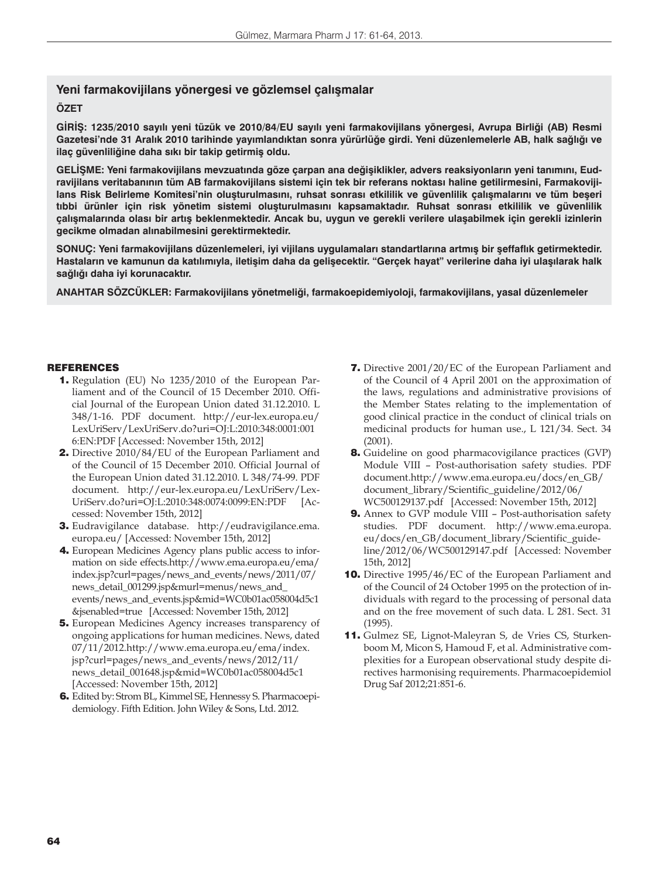## Yeni farmakovijilans yönergesi ve gözlemsel çalışmalar

**ÖZET**

**GİRİŞ: 1235/2010 sayılı yeni tüzük ve 2010/84/EU sayılı yeni farmakovijilans yönergesi, Avrupa Birliği (AB) Resmi Gazetesi'nde 31 Aralık 2010 tarihinde yayımlandıktan sonra yürürlüğe girdi. Yeni düzenlemelerle AB, halk sağlığı ve ilaç güvenliliğine daha sıkı bir takip getirmiş oldu.**

**GELİŞME: Yeni farmakovijilans mevzuatında göze çarpan ana değişiklikler, advers reaksiyonların yeni tanımını, Eudravijilans veritabanının tüm AB farmakovijilans sistemi için tek bir referans noktası haline getirilmesini, Farmakovijilans Risk Belirleme Komitesi'nin oluşturulmasını, ruhsat sonrası etkililik ve güvenlilik çalışmalarını ve tüm beşeri tıbbi ürünler için risk yönetim sistemi oluşturulmasını kapsamaktadır. Ruhsat sonrası etkililik ve güvenlilik çalışmalarında olası bir artış beklenmektedir. Ancak bu, uygun ve gerekli verilere ulaşabilmek için gerekli izinlerin gecikme olmadan alınabilmesini gerektirmektedir.**

**SONUÇ: Yeni farmakovijilans düzenlemeleri, iyi vijilans uygulamaları standartlarına artmış bir şeffaflık getirmektedir. Hastaların ve kamunun da katılımıyla, iletişim daha da gelişecektir. "Gerçek hayat" verilerine daha iyi ulaşılarak halk sağlığı daha iyi korunacaktır.**

**ANAHTAR SÖZCÜKLER: Farmakovijilans yönetmeliği, farmakoepidemiyoloji, farmakovijilans, yasal düzenlemeler**

## REFERENCES

1. Regulation (EU) No 1235/2010 of the European Parliament and of the Council of 15 December 2010. Official Journal of the European Union dated 31.12.2010. L 348/1-16. PDF document. http://eur-lex.europa.eu/LexUriServ/LexUriServ.do?uri=OJ:L:2010:348:0001:0016:EN:PDF [Accessed: November 15th, 2012]
2. Directive 2010/84/EU of the European Parliament and of the Council of 15 December 2010. Official Journal of the European Union dated 31.12.2010. L 348/74-99. PDF document. http://eur-lex.europa.eu/LexUriServ/LexUriServ.do?uri=OJ:L:2010:348:0074:0099:EN:PDF [Accessed: November 15th, 2012]
3. Eudravigilance database. http://eudravigilance.ema.europa.eu/ [Accessed: November 15th, 2012]
4. European Medicines Agency plans public access to information on side effects.http://www.ema.europa.eu/ema/index.jsp?curl=pages/news_and_events/news/2011/07/news_detail_001299.jsp&murl=menus/news_and_events/news_and_events.jsp&mid=WC0b01ac058004d5c1&jsenabled=true [Accessed: November 15th, 2012]
5. European Medicines Agency increases transparency of ongoing applications for human medicines. News, dated 07/11/2012.http://www.ema.europa.eu/ema/index.jsp?curl=pages/news_and_events/news/2012/11/news_detail_001648.jsp&mid=WC0b01ac058004d5c1 [Accessed: November 15th, 2012]
6. Edited by: Strom BL, Kimmel SE, Hennessy S. Pharmacoepidemiology. Fifth Edition. John Wiley & Sons, Ltd. 2012.
7. Directive 2001/20/EC of the European Parliament and of the Council of 4 April 2001 on the approximation of the laws, regulations and administrative provisions of the Member States relating to the implementation of good clinical practice in the conduct of clinical trials on medicinal products for human use., L 121/34. Sect. 34 (2001).
8. Guideline on good pharmacovigilance practices (GVP) Module VIII – Post-authorisation safety studies. PDF document.http://www.ema.europa.eu/docs/en_GB/document_library/Scientific_guideline/2012/06/WC500129137.pdf [Accessed: November 15th, 2012]
9. Annex to GVP module VIII – Post-authorisation safety studies. PDF document. http://www.ema.europa.eu/docs/en_GB/document_library/Scientific_guideline/2012/06/WC500129147.pdf [Accessed: November 15th, 2012]
10. Directive 1995/46/EC of the European Parliament and of the Council of 24 October 1995 on the protection of individuals with regard to the processing of personal data and on the free movement of such data. L 281. Sect. 31 (1995).
11. Gulmez SE, Lignot-Maleyran S, de Vries CS, Sturkenboom M, Micon S, Hamoud F, et al. Administrative complexities for a European observational study despite directives harmonising requirements. Pharmacoepidemiol Drug Saf 2012;21:851-6.